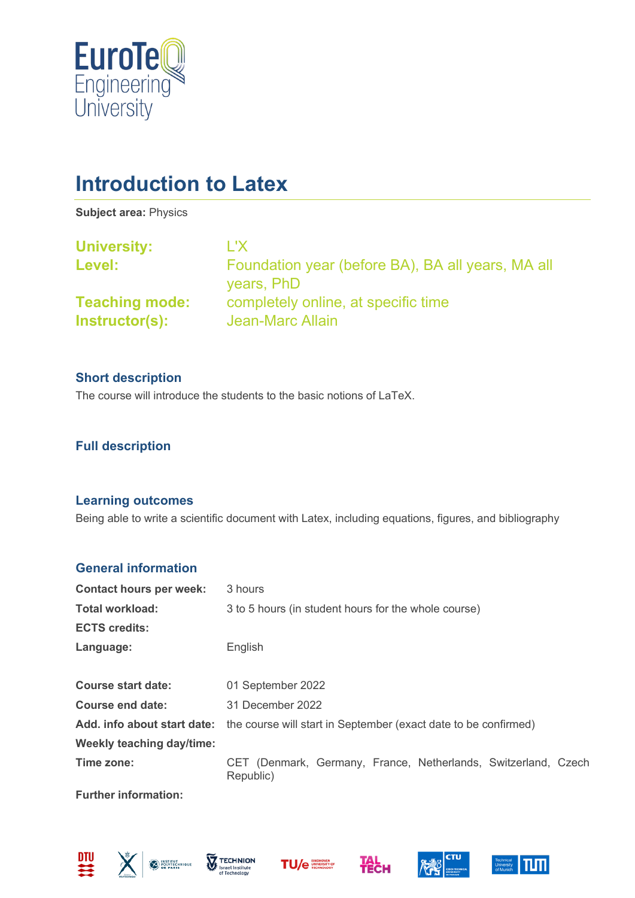EuroTeQ Engineering University

# Introduction to Latex

**Subject area:** Physics

| | |
|---|---|
| **University:** | L'X |
| **Level:** | Foundation year (before BA), BA all years, MA all years, PhD |
| **Teaching mode:** | completely online, at specific time |
| **Instructor(s):** | Jean-Marc Allain |

### Short description

The course will introduce the students to the basic notions of LaTeX.

### Full description

### Learning outcomes

Being able to write a scientific document with Latex, including equations, figures, and bibliography

### General information

| | |
|---|---|
| **Contact hours per week:** | 3 hours |
| **Total workload:** | 3 to 5 hours (in student hours for the whole course) |
| **ECTS credits:** | |
| **Language:** | English |
| **Course start date:** | 01 September 2022 |
| **Course end date:** | 31 December 2022 |
| **Add. info about start date:** | the course will start in September (exact date to be confirmed) |
| **Weekly teaching day/time:** | |
| **Time zone:** | CET (Denmark, Germany, France, Netherlands, Switzerland, Czech Republic) |
| **Further information:** | |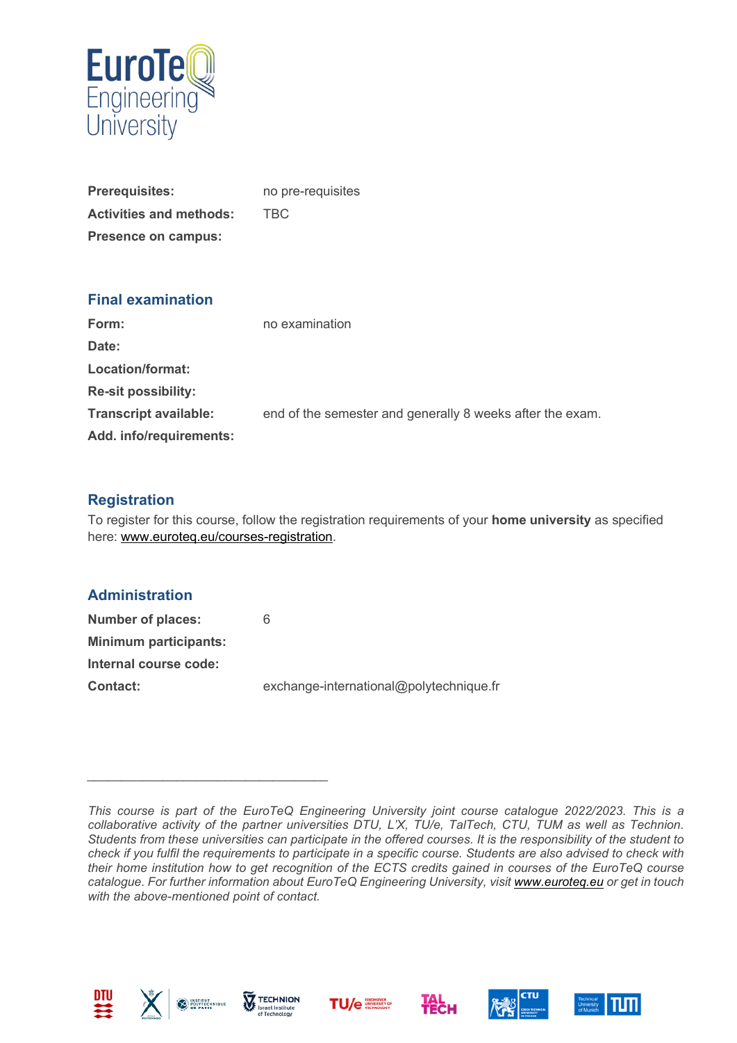| | |
|---|---|
| **Prerequisites:** | no pre-requisites |
| **Activities and methods:** | TBC |
| **Presence on campus:** | |

## Final examination

| | |
|---|---|
| **Form:** | no examination |
| **Date:** | |
| **Location/format:** | |
| **Re-sit possibility:** | |
| **Transcript available:** | end of the semester and generally 8 weeks after the exam. |
| **Add. info/requirements:** | |

## Registration

To register for this course, follow the registration requirements of your **home university** as specified here: www.euroteq.eu/courses-registration.

## Administration

| | |
|---|---|
| **Number of places:** | 6 |
| **Minimum participants:** | |
| **Internal course code:** | |
| **Contact:** | exchange-international@polytechnique.fr |

---

*This course is part of the EuroTeQ Engineering University joint course catalogue 2022/2023. This is a collaborative activity of the partner universities DTU, L'X, TU/e, TalTech, CTU, TUM as well as Technion. Students from these universities can participate in the offered courses. It is the responsibility of the student to check if you fulfil the requirements to participate in a specific course. Students are also advised to check with their home institution how to get recognition of the ECTS credits gained in courses of the EuroTeQ course catalogue. For further information about EuroTeQ Engineering University, visit www.euroteq.eu or get in touch with the above-mentioned point of contact.*